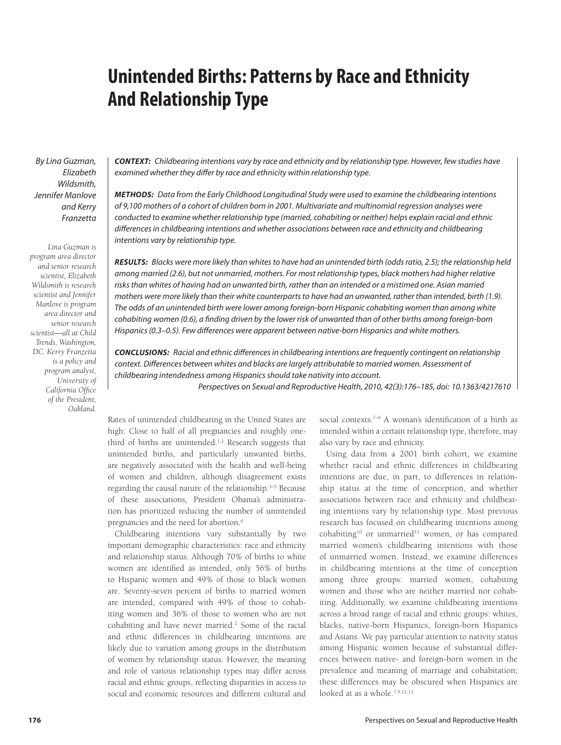# Unintended Births: Patterns by Race and Ethnicity And Relationship Type

*By Lina Guzman, Elizabeth Wildsmith, Jennifer Manlove and Kerry Franzetta*

*Lina Guzman is program area director and senior research scientist, Elizabeth Wildsmith is research scientist and Jennifer Manlove is program area director and senior research scientist—all at Child Trends, Washington, DC. Kerry Franzetta is a policy and program analyst, University of California Office of the President, Oakland.*

***CONTEXT:*** *Childbearing intentions vary by race and ethnicity and by relationship type. However, few studies have examined whether they differ by race and ethnicity within relationship type.*

***METHODS:*** *Data from the Early Childhood Longitudinal Study were used to examine the childbearing intentions of 9,100 mothers of a cohort of children born in 2001. Multivariate and multinomial regression analyses were conducted to examine whether relationship type (married, cohabiting or neither) helps explain racial and ethnic differences in childbearing intentions and whether associations between race and ethnicity and childbearing intentions vary by relationship type.*

***RESULTS:*** *Blacks were more likely than whites to have had an unintended birth (odds ratio, 2.5); the relationship held among married (2.6), but not unmarried, mothers. For most relationship types, black mothers had higher relative risks than whites of having had an unwanted birth, rather than an intended or a mistimed one. Asian married mothers were more likely than their white counterparts to have had an unwanted, rather than intended, birth (1.9). The odds of an unintended birth were lower among foreign-born Hispanic cohabiting women than among white cohabiting women (0.6), a finding driven by the lower risk of unwanted than of other births among foreign-born Hispanics (0.3–0.5). Few differences were apparent between native-born Hispanics and white mothers.*

***CONCLUSIONS:*** *Racial and ethnic differences in childbearing intentions are frequently contingent on relationship context. Differences between whites and blacks are largely attributable to married women. Assessment of childbearing intendedness among Hispanics should take nativity into account.*

*Perspectives on Sexual and Reproductive Health, 2010, 42(3):176–185, doi: 10.1363/4217610*

Rates of unintended childbearing in the United States are high: Close to half of all pregnancies and roughly one-third of births are unintended.[1,2] Research suggests that unintended births, and particularly unwanted births, are negatively associated with the health and well-being of women and children, although disagreement exists regarding the causal nature of the relationship.[3–5] Because of these associations, President Obama's administration has prioritized reducing the number of unintended pregnancies and the need for abortion.[6]

Childbearing intentions vary substantially by two important demographic characteristics: race and ethnicity and relationship status. Although 70% of births to white women are identified as intended, only 56% of births to Hispanic women and 49% of those to black women are. Seventy-seven percent of births to married women are intended, compared with 49% of those to cohabiting women and 36% of those to women who are not cohabiting and have never married.[2] Some of the racial and ethnic differences in childbearing intentions are likely due to variation among groups in the distribution of women by relationship status. However, the meaning and role of various relationship types may differ across racial and ethnic groups, reflecting disparities in access to social and economic resources and different cultural and social contexts.[7–9] A woman's identification of a birth as intended within a certain relationship type, therefore, may also vary by race and ethnicity.

Using data from a 2001 birth cohort, we examine whether racial and ethnic differences in childbearing intentions are due, in part, to differences in relationship status at the time of conception, and whether associations between race and ethnicity and childbearing intentions vary by relationship type. Most previous research has focused on childbearing intentions among cohabiting[10] or unmarried[11] women, or has compared married women's childbearing intentions with those of unmarried women. Instead, we examine differences in childbearing intentions at the time of conception among three groups: married women, cohabiting women and those who are neither married nor cohabiting. Additionally, we examine childbearing intentions across a broad range of racial and ethnic groups: whites, blacks, native-born Hispanics, foreign-born Hispanics and Asians. We pay particular attention to nativity status among Hispanic women because of substantial differences between native- and foreign-born women in the prevalence and meaning of marriage and cohabitation; these differences may be obscured when Hispanics are looked at as a whole.[7,9,12,13]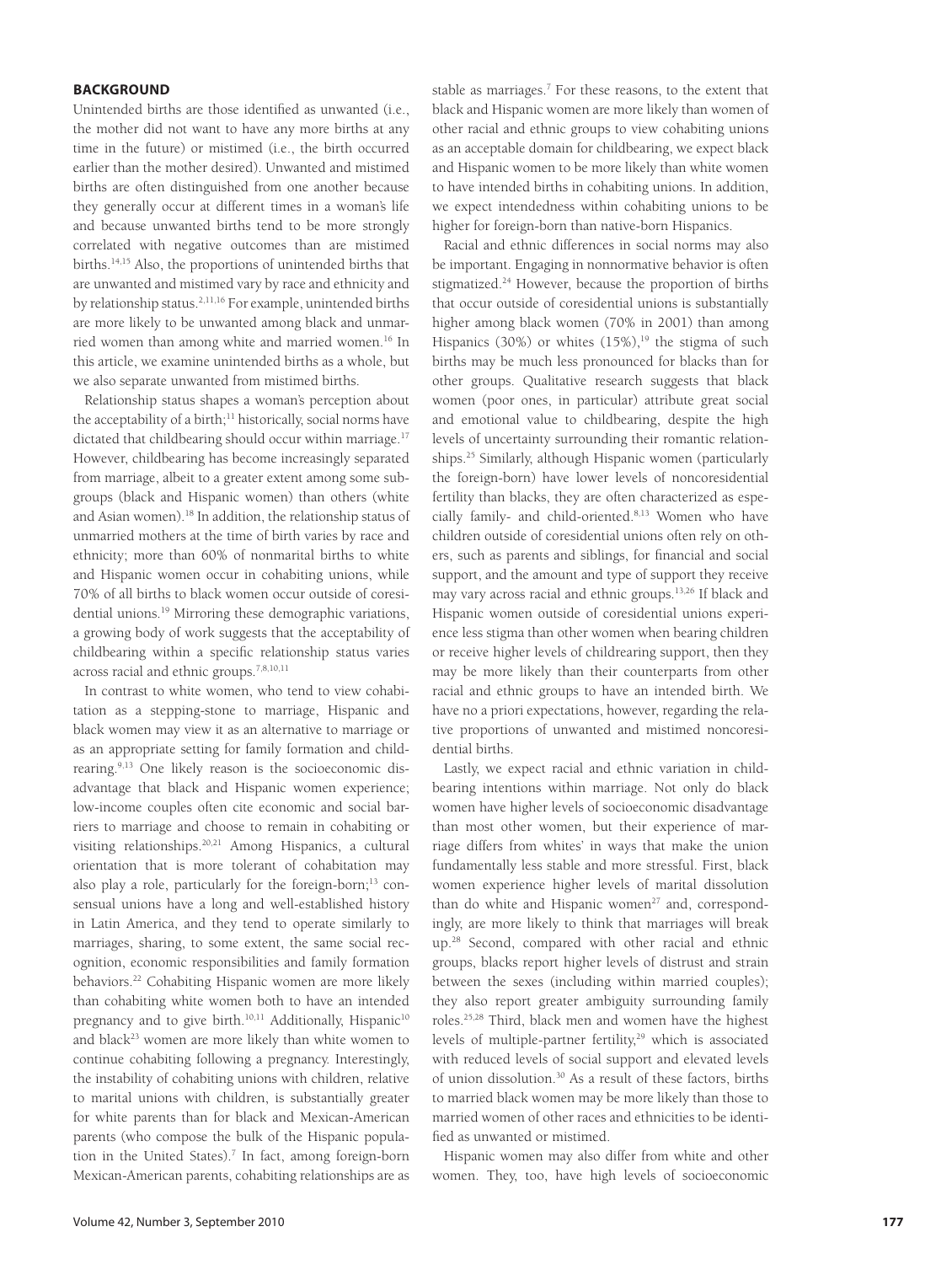## BACKGROUND

Unintended births are those identified as unwanted (i.e., the mother did not want to have any more births at any time in the future) or mistimed (i.e., the birth occurred earlier than the mother desired). Unwanted and mistimed births are often distinguished from one another because they generally occur at different times in a woman's life and because unwanted births tend to be more strongly correlated with negative outcomes than are mistimed births.[14,15] Also, the proportions of unintended births that are unwanted and mistimed vary by race and ethnicity and by relationship status.[2,11,16] For example, unintended births are more likely to be unwanted among black and unmarried women than among white and married women.[16] In this article, we examine unintended births as a whole, but we also separate unwanted from mistimed births.

Relationship status shapes a woman's perception about the acceptability of a birth;[11] historically, social norms have dictated that childbearing should occur within marriage.[17] However, childbearing has become increasingly separated from marriage, albeit to a greater extent among some subgroups (black and Hispanic women) than others (white and Asian women).[18] In addition, the relationship status of unmarried mothers at the time of birth varies by race and ethnicity; more than 60% of nonmarital births to white and Hispanic women occur in cohabiting unions, while 70% of all births to black women occur outside of coresidential unions.[19] Mirroring these demographic variations, a growing body of work suggests that the acceptability of childbearing within a specific relationship status varies across racial and ethnic groups.[7,8,10,11]

In contrast to white women, who tend to view cohabitation as a stepping-stone to marriage, Hispanic and black women may view it as an alternative to marriage or as an appropriate setting for family formation and childrearing.[9,13] One likely reason is the socioeconomic disadvantage that black and Hispanic women experience; low-income couples often cite economic and social barriers to marriage and choose to remain in cohabiting or visiting relationships.[20,21] Among Hispanics, a cultural orientation that is more tolerant of cohabitation may also play a role, particularly for the foreign-born;[13] consensual unions have a long and well-established history in Latin America, and they tend to operate similarly to marriages, sharing, to some extent, the same social recognition, economic responsibilities and family formation behaviors.[22] Cohabiting Hispanic women are more likely than cohabiting white women both to have an intended pregnancy and to give birth.[10,11] Additionally, Hispanic[10] and black[23] women are more likely than white women to continue cohabiting following a pregnancy. Interestingly, the instability of cohabiting unions with children, relative to marital unions with children, is substantially greater for white parents than for black and Mexican-American parents (who compose the bulk of the Hispanic population in the United States).[7] In fact, among foreign-born Mexican-American parents, cohabiting relationships are as stable as marriages.[7] For these reasons, to the extent that black and Hispanic women are more likely than women of other racial and ethnic groups to view cohabiting unions as an acceptable domain for childbearing, we expect black and Hispanic women to be more likely than white women to have intended births in cohabiting unions. In addition, we expect intendedness within cohabiting unions to be higher for foreign-born than native-born Hispanics.

Racial and ethnic differences in social norms may also be important. Engaging in nonnormative behavior is often stigmatized.[24] However, because the proportion of births that occur outside of coresidential unions is substantially higher among black women (70% in 2001) than among Hispanics (30%) or whites (15%),[19] the stigma of such births may be much less pronounced for blacks than for other groups. Qualitative research suggests that black women (poor ones, in particular) attribute great social and emotional value to childbearing, despite the high levels of uncertainty surrounding their romantic relationships.[25] Similarly, although Hispanic women (particularly the foreign-born) have lower levels of noncoresidential fertility than blacks, they are often characterized as especially family- and child-oriented.[8,13] Women who have children outside of coresidential unions often rely on others, such as parents and siblings, for financial and social support, and the amount and type of support they receive may vary across racial and ethnic groups.[13,26] If black and Hispanic women outside of coresidential unions experience less stigma than other women when bearing children or receive higher levels of childrearing support, then they may be more likely than their counterparts from other racial and ethnic groups to have an intended birth. We have no a priori expectations, however, regarding the relative proportions of unwanted and mistimed noncoresidential births.

Lastly, we expect racial and ethnic variation in childbearing intentions within marriage. Not only do black women have higher levels of socioeconomic disadvantage than most other women, but their experience of marriage differs from whites' in ways that make the union fundamentally less stable and more stressful. First, black women experience higher levels of marital dissolution than do white and Hispanic women[27] and, correspondingly, are more likely to think that marriages will break up.[28] Second, compared with other racial and ethnic groups, blacks report higher levels of distrust and strain between the sexes (including within married couples); they also report greater ambiguity surrounding family roles.[25,28] Third, black men and women have the highest levels of multiple-partner fertility,[29] which is associated with reduced levels of social support and elevated levels of union dissolution.[30] As a result of these factors, births to married black women may be more likely than those to married women of other races and ethnicities to be identified as unwanted or mistimed.

Hispanic women may also differ from white and other women. They, too, have high levels of socioeconomic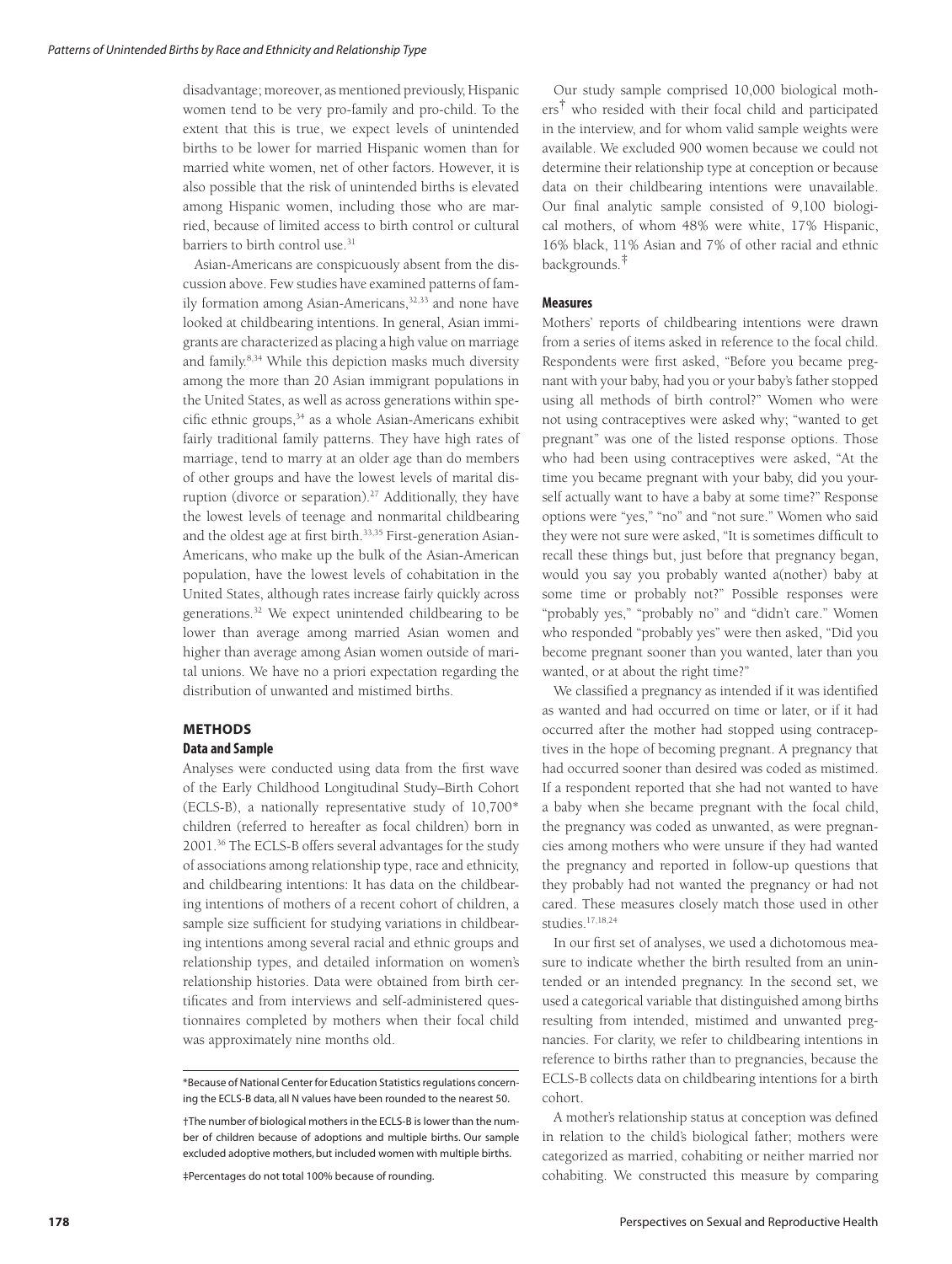disadvantage; moreover, as mentioned previously, Hispanic women tend to be very pro-family and pro-child. To the extent that this is true, we expect levels of unintended births to be lower for married Hispanic women than for married white women, net of other factors. However, it is also possible that the risk of unintended births is elevated among Hispanic women, including those who are married, because of limited access to birth control or cultural barriers to birth control use.[31]

Asian-Americans are conspicuously absent from the discussion above. Few studies have examined patterns of family formation among Asian-Americans,[32,33] and none have looked at childbearing intentions. In general, Asian immigrants are characterized as placing a high value on marriage and family.[8,34] While this depiction masks much diversity among the more than 20 Asian immigrant populations in the United States, as well as across generations within specific ethnic groups,[34] as a whole Asian-Americans exhibit fairly traditional family patterns. They have high rates of marriage, tend to marry at an older age than do members of other groups and have the lowest levels of marital disruption (divorce or separation).[27] Additionally, they have the lowest levels of teenage and nonmarital childbearing and the oldest age at first birth.[33,35] First-generation Asian-Americans, who make up the bulk of the Asian-American population, have the lowest levels of cohabitation in the United States, although rates increase fairly quickly across generations.[32] We expect unintended childbearing to be lower than average among married Asian women and higher than average among Asian women outside of marital unions. We have no a priori expectation regarding the distribution of unwanted and mistimed births.

## METHODS

### Data and Sample

Analyses were conducted using data from the first wave of the Early Childhood Longitudinal Study–Birth Cohort (ECLS-B), a nationally representative study of 10,700* children (referred to hereafter as focal children) born in 2001.[36] The ECLS-B offers several advantages for the study of associations among relationship type, race and ethnicity, and childbearing intentions: It has data on the childbearing intentions of mothers of a recent cohort of children, a sample size sufficient for studying variations in childbearing intentions among several racial and ethnic groups and relationship types, and detailed information on women's relationship histories. Data were obtained from birth certificates and from interviews and self-administered questionnaires completed by mothers when their focal child was approximately nine months old.

Our study sample comprised 10,000 biological mothers† who resided with their focal child and participated in the interview, and for whom valid sample weights were available. We excluded 900 women because we could not determine their relationship type at conception or because data on their childbearing intentions were unavailable. Our final analytic sample consisted of 9,100 biological mothers, of whom 48% were white, 17% Hispanic, 16% black, 11% Asian and 7% of other racial and ethnic backgrounds.‡

### Measures

Mothers' reports of childbearing intentions were drawn from a series of items asked in reference to the focal child. Respondents were first asked, "Before you became pregnant with your baby, had you or your baby's father stopped using all methods of birth control?" Women who were not using contraceptives were asked why; "wanted to get pregnant" was one of the listed response options. Those who had been using contraceptives were asked, "At the time you became pregnant with your baby, did you yourself actually want to have a baby at some time?" Response options were "yes," "no" and "not sure." Women who said they were not sure were asked, "It is sometimes difficult to recall these things but, just before that pregnancy began, would you say you probably wanted a(nother) baby at some time or probably not?" Possible responses were "probably yes," "probably no" and "didn't care." Women who responded "probably yes" were then asked, "Did you become pregnant sooner than you wanted, later than you wanted, or at about the right time?"

We classified a pregnancy as intended if it was identified as wanted and had occurred on time or later, or if it had occurred after the mother had stopped using contraceptives in the hope of becoming pregnant. A pregnancy that had occurred sooner than desired was coded as mistimed. If a respondent reported that she had not wanted to have a baby when she became pregnant with the focal child, the pregnancy was coded as unwanted, as were pregnancies among mothers who were unsure if they had wanted the pregnancy and reported in follow-up questions that they probably had not wanted the pregnancy or had not cared. These measures closely match those used in other studies.[17,18,24]

In our first set of analyses, we used a dichotomous measure to indicate whether the birth resulted from an unintended or an intended pregnancy. In the second set, we used a categorical variable that distinguished among births resulting from intended, mistimed and unwanted pregnancies. For clarity, we refer to childbearing intentions in reference to births rather than to pregnancies, because the ECLS-B collects data on childbearing intentions for a birth cohort.

A mother's relationship status at conception was defined in relation to the child's biological father; mothers were categorized as married, cohabiting or neither married nor cohabiting. We constructed this measure by comparing

*Because of National Center for Education Statistics regulations concerning the ECLS-B data, all N values have been rounded to the nearest 50.

†The number of biological mothers in the ECLS-B is lower than the number of children because of adoptions and multiple births. Our sample excluded adoptive mothers, but included women with multiple births.

‡Percentages do not total 100% because of rounding.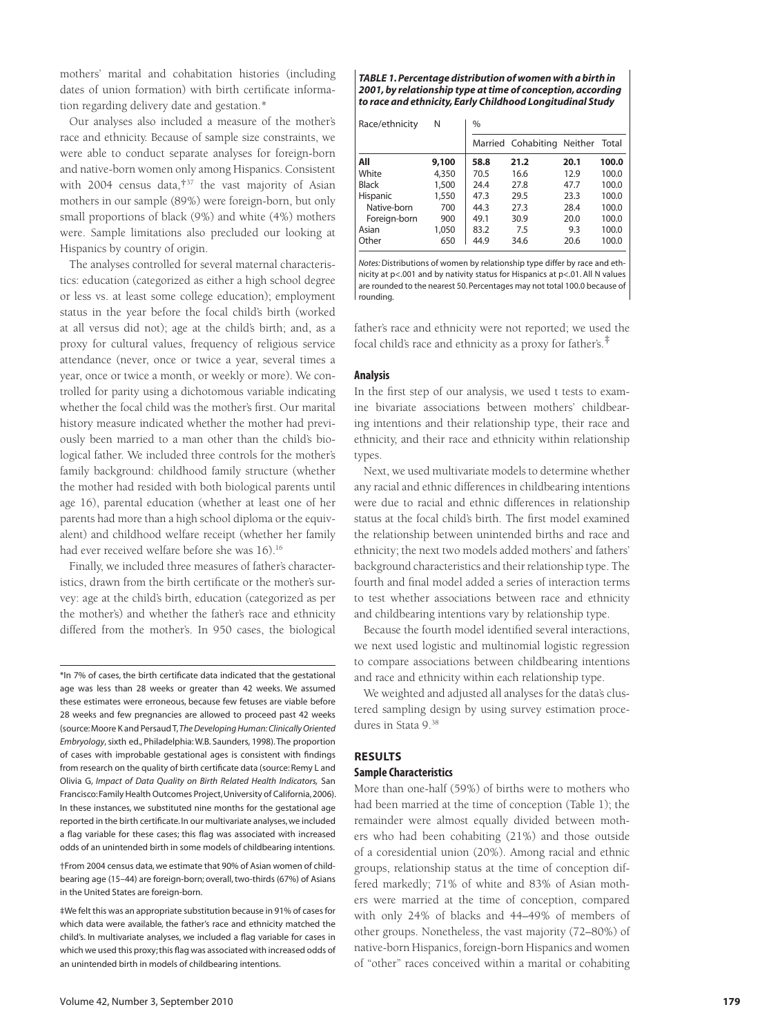mothers' marital and cohabitation histories (including dates of union formation) with birth certificate information regarding delivery date and gestation.*

Our analyses also included a measure of the mother's race and ethnicity. Because of sample size constraints, we were able to conduct separate analyses for foreign-born and native-born women only among Hispanics. Consistent with 2004 census data,†[37] the vast majority of Asian mothers in our sample (89%) were foreign-born, but only small proportions of black (9%) and white (4%) mothers were. Sample limitations also precluded our looking at Hispanics by country of origin.

The analyses controlled for several maternal characteristics: education (categorized as either a high school degree or less vs. at least some college education); employment status in the year before the focal child's birth (worked at all versus did not); age at the child's birth; and, as a proxy for cultural values, frequency of religious service attendance (never, once or twice a year, several times a year, once or twice a month, or weekly or more). We controlled for parity using a dichotomous variable indicating whether the focal child was the mother's first. Our marital history measure indicated whether the mother had previously been married to a man other than the child's biological father. We included three controls for the mother's family background: childhood family structure (whether the mother had resided with both biological parents until age 16), parental education (whether at least one of her parents had more than a high school diploma or the equivalent) and childhood welfare receipt (whether her family had ever received welfare before she was 16).[16]

Finally, we included three measures of father's characteristics, drawn from the birth certificate or the mother's survey: age at the child's birth, education (categorized as per the mother's) and whether the father's race and ethnicity differed from the mother's. In 950 cases, the biological father's race and ethnicity were not reported; we used the focal child's race and ethnicity as a proxy for father's.‡

***TABLE 1. Percentage distribution of women with a birth in 2001, by relationship type at time of conception, according to race and ethnicity, Early Childhood Longitudinal Study***

| Race/ethnicity | N | % | | | |
|---|---|---|---|---|---|
| | | Married | Cohabiting | Neither | Total |
| **All** | **9,100** | **58.8** | **21.2** | **20.1** | **100.0** |
| White | 4,350 | 70.5 | 16.6 | 12.9 | 100.0 |
| Black | 1,500 | 24.4 | 27.8 | 47.7 | 100.0 |
| Hispanic | 1,550 | 47.3 | 29.5 | 23.3 | 100.0 |
| Native-born | 700 | 44.3 | 27.3 | 28.4 | 100.0 |
| Foreign-born | 900 | 49.1 | 30.9 | 20.0 | 100.0 |
| Asian | 1,050 | 83.2 | 7.5 | 9.3 | 100.0 |
| Other | 650 | 44.9 | 34.6 | 20.6 | 100.0 |

*Notes:* Distributions of women by relationship type differ by race and ethnicity at p<.001 and by nativity status for Hispanics at p<.01. All N values are rounded to the nearest 50. Percentages may not total 100.0 because of rounding.

### Analysis

In the first step of our analysis, we used t tests to examine bivariate associations between mothers' childbearing intentions and their relationship type, their race and ethnicity, and their race and ethnicity within relationship types.

Next, we used multivariate models to determine whether any racial and ethnic differences in childbearing intentions were due to racial and ethnic differences in relationship status at the focal child's birth. The first model examined the relationship between unintended births and race and ethnicity; the next two models added mothers' and fathers' background characteristics and their relationship type. The fourth and final model added a series of interaction terms to test whether associations between race and ethnicity and childbearing intentions vary by relationship type.

Because the fourth model identified several interactions, we next used logistic and multinomial logistic regression to compare associations between childbearing intentions and race and ethnicity within each relationship type.

We weighted and adjusted all analyses for the data's clustered sampling design by using survey estimation procedures in Stata 9.[38]

## RESULTS

### Sample Characteristics

More than one-half (59%) of births were to mothers who had been married at the time of conception (Table 1); the remainder were almost equally divided between mothers who had been cohabiting (21%) and those outside of a coresidential union (20%). Among racial and ethnic groups, relationship status at the time of conception differed markedly; 71% of white and 83% of Asian mothers were married at the time of conception, compared with only 24% of blacks and 44–49% of members of other groups. Nonetheless, the vast majority (72–80%) of native-born Hispanics, foreign-born Hispanics and women of "other" races conceived within a marital or cohabiting

*In 7% of cases, the birth certificate data indicated that the gestational age was less than 28 weeks or greater than 42 weeks. We assumed these estimates were erroneous, because few fetuses are viable before 28 weeks and few pregnancies are allowed to proceed past 42 weeks (source: Moore K and Persaud T, *The Developing Human: Clinically Oriented Embryology*, sixth ed., Philadelphia: W.B. Saunders, 1998). The proportion of cases with improbable gestational ages is consistent with findings from research on the quality of birth certificate data (source: Remy L and Olivia G, *Impact of Data Quality on Birth Related Health Indicators,* San Francisco: Family Health Outcomes Project, University of California, 2006). In these instances, we substituted nine months for the gestational age reported in the birth certificate. In our multivariate analyses, we included a flag variable for these cases; this flag was associated with increased odds of an unintended birth in some models of childbearing intentions.

†From 2004 census data, we estimate that 90% of Asian women of childbearing age (15–44) are foreign-born; overall, two-thirds (67%) of Asians in the United States are foreign-born.

‡We felt this was an appropriate substitution because in 91% of cases for which data were available, the father's race and ethnicity matched the child's. In multivariate analyses, we included a flag variable for cases in which we used this proxy; this flag was associated with increased odds of an unintended birth in models of childbearing intentions.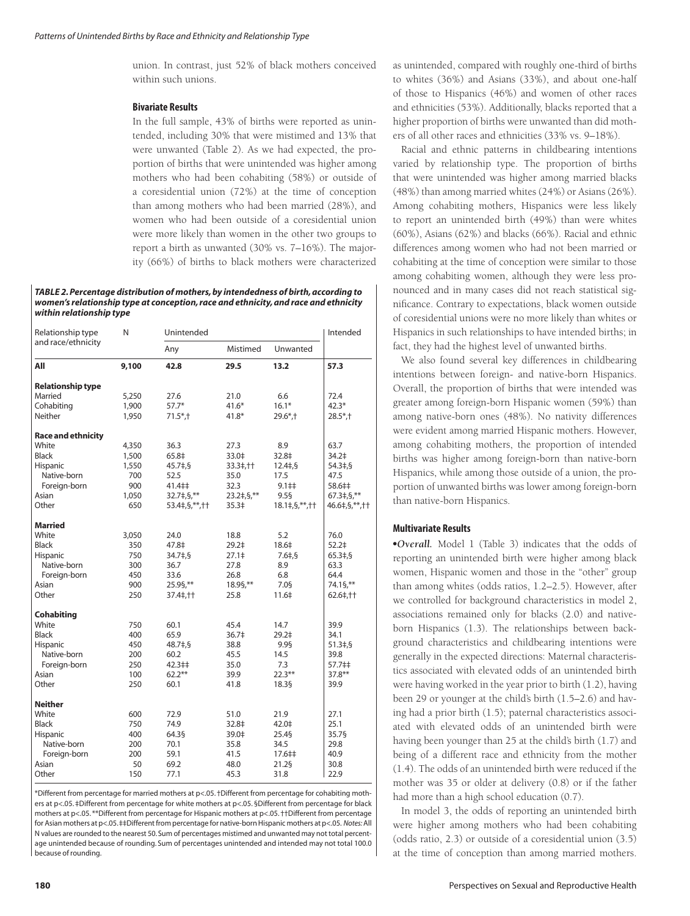union. In contrast, just 52% of black mothers conceived within such unions.

### Bivariate Results

In the full sample, 43% of births were reported as unintended, including 30% that were mistimed and 13% that were unwanted (Table 2). As we had expected, the proportion of births that were unintended was higher among mothers who had been cohabiting (58%) or outside of a coresidential union (72%) at the time of conception than among mothers who had been married (28%), and women who had been outside of a coresidential union were more likely than women in the other two groups to report a birth as unwanted (30% vs. 7–16%). The majority (66%) of births to black mothers were characterized as unintended, compared with roughly one-third of births to whites (36%) and Asians (33%), and about one-half of those to Hispanics (46%) and women of other races and ethnicities (53%). Additionally, blacks reported that a higher proportion of births were unwanted than did mothers of all other races and ethnicities (33% vs. 9–18%).

Racial and ethnic patterns in childbearing intentions varied by relationship type. The proportion of births that were unintended was higher among married blacks (48%) than among married whites (24%) or Asians (26%). Among cohabiting mothers, Hispanics were less likely to report an unintended birth (49%) than were whites (60%), Asians (62%) and blacks (66%). Racial and ethnic differences among women who had not been married or cohabiting at the time of conception were similar to those among cohabiting women, although they were less pronounced and in many cases did not reach statistical significance. Contrary to expectations, black women outside of coresidential unions were no more likely than whites or Hispanics in such relationships to have intended births; in fact, they had the highest level of unwanted births.

We also found several key differences in childbearing intentions between foreign- and native-born Hispanics. Overall, the proportion of births that were intended was greater among foreign-born Hispanic women (59%) than among native-born ones (48%). No nativity differences were evident among married Hispanic mothers. However, among cohabiting mothers, the proportion of intended births was higher among foreign-born than native-born Hispanics, while among those outside of a union, the proportion of unwanted births was lower among foreign-born than native-born Hispanics.

***TABLE 2. Percentage distribution of mothers, by intendedness of birth, according to women's relationship type at conception, race and ethnicity, and race and ethnicity within relationship type***

| Relationship type and race/ethnicity | N | Unintended | | | Intended |
|---|---|---|---|---|---|
| | | Any | Mistimed | Unwanted | |
| **All** | **9,100** | **42.8** | **29.5** | **13.2** | **57.3** |
| **Relationship type** | | | | | |
| Married | 5,250 | 27.6 | 21.0 | 6.6 | 72.4 |
| Cohabiting | 1,900 | 57.7* | 41.6* | 16.1* | 42.3* |
| Neither | 1,950 | 71.5*,† | 41.8* | 29.6*,† | 28.5*,† |
| **Race and ethnicity** | | | | | |
| White | 4,350 | 36.3 | 27.3 | 8.9 | 63.7 |
| Black | 1,500 | 65.8‡ | 33.0‡ | 32.8‡ | 34.2‡ |
| Hispanic | 1,550 | 45.7‡,§ | 33.3‡,†† | 12.4‡,§ | 54.3‡,§ |
| Native-born | 700 | 52.5 | 35.0 | 17.5 | 47.5 |
| Foreign-born | 900 | 41.4‡‡ | 32.3 | 9.1‡‡ | 58.6‡‡ |
| Asian | 1,050 | 32.7‡,§,** | 23.2‡,§,** | 9.5§ | 67.3‡,§,** |
| Other | 650 | 53.4‡,§,**,†† | 35.3‡ | 18.1‡,§,**,†† | 46.6‡,§,**,†† |
| **Married** | | | | | |
| White | 3,050 | 24.0 | 18.8 | 5.2 | 76.0 |
| Black | 350 | 47.8‡ | 29.2‡ | 18.6‡ | 52.2‡ |
| Hispanic | 750 | 34.7‡,§ | 27.1‡ | 7.6‡,§ | 65.3‡,§ |
| Native-born | 300 | 36.7 | 27.8 | 8.9 | 63.3 |
| Foreign-born | 450 | 33.6 | 26.8 | 6.8 | 64.4 |
| Asian | 900 | 25.9§,** | 18.9§,** | 7.0§ | 74.1§,** |
| Other | 250 | 37.4‡,†† | 25.8 | 11.6‡ | 62.6‡,†† |
| **Cohabiting** | | | | | |
| White | 750 | 60.1 | 45.4 | 14.7 | 39.9 |
| Black | 400 | 65.9 | 36.7‡ | 29.2‡ | 34.1 |
| Hispanic | 450 | 48.7‡,§ | 38.8 | 9.9§ | 51.3‡,§ |
| Native-born | 200 | 60.2 | 45.5 | 14.5 | 39.8 |
| Foreign-born | 250 | 42.3‡‡ | 35.0 | 7.3 | 57.7‡‡ |
| Asian | 100 | 62.2** | 39.9 | 22.3** | 37.8** |
| Other | 250 | 60.1 | 41.8 | 18.3§ | 39.9 |
| **Neither** | | | | | |
| White | 600 | 72.9 | 51.0 | 21.9 | 27.1 |
| Black | 750 | 74.9 | 32.8‡ | 42.0‡ | 25.1 |
| Hispanic | 400 | 64.3§ | 39.0‡ | 25.4§ | 35.7§ |
| Native-born | 200 | 70.1 | 35.8 | 34.5 | 29.8 |
| Foreign-born | 200 | 59.1 | 41.5 | 17.6‡‡ | 40.9 |
| Asian | 50 | 69.2 | 48.0 | 21.2§ | 30.8 |
| Other | 150 | 77.1 | 45.3 | 31.8 | 22.9 |

*Different from percentage for married mothers at p<.05. †Different from percentage for cohabiting mothers at p<.05. ‡Different from percentage for white mothers at p<.05. §Different from percentage for black mothers at p<.05. **Different from percentage for Hispanic mothers at p<.05. ††Different from percentage for Asian mothers at p<.05. ‡‡Different from percentage for native-born Hispanic mothers at p<.05. *Notes:* All N values are rounded to the nearest 50. Sum of percentages mistimed and unwanted may not total percentage unintended because of rounding. Sum of percentages unintended and intended may not total 100.0 because of rounding.

### Multivariate Results

•*Overall.* Model 1 (Table 3) indicates that the odds of reporting an unintended birth were higher among black women, Hispanic women and those in the "other" group than among whites (odds ratios, 1.2–2.5). However, after we controlled for background characteristics in model 2, associations remained only for blacks (2.0) and native-born Hispanics (1.3). The relationships between background characteristics and childbearing intentions were generally in the expected directions: Maternal characteristics associated with elevated odds of an unintended birth were having worked in the year prior to birth (1.2), having been 29 or younger at the child's birth (1.5–2.6) and having had a prior birth (1.5); paternal characteristics associated with elevated odds of an unintended birth were having been younger than 25 at the child's birth (1.7) and being of a different race and ethnicity from the mother (1.4). The odds of an unintended birth were reduced if the mother was 35 or older at delivery (0.8) or if the father had more than a high school education (0.7).

In model 3, the odds of reporting an unintended birth were higher among mothers who had been cohabiting (odds ratio, 2.3) or outside of a coresidential union (3.5) at the time of conception than among married mothers.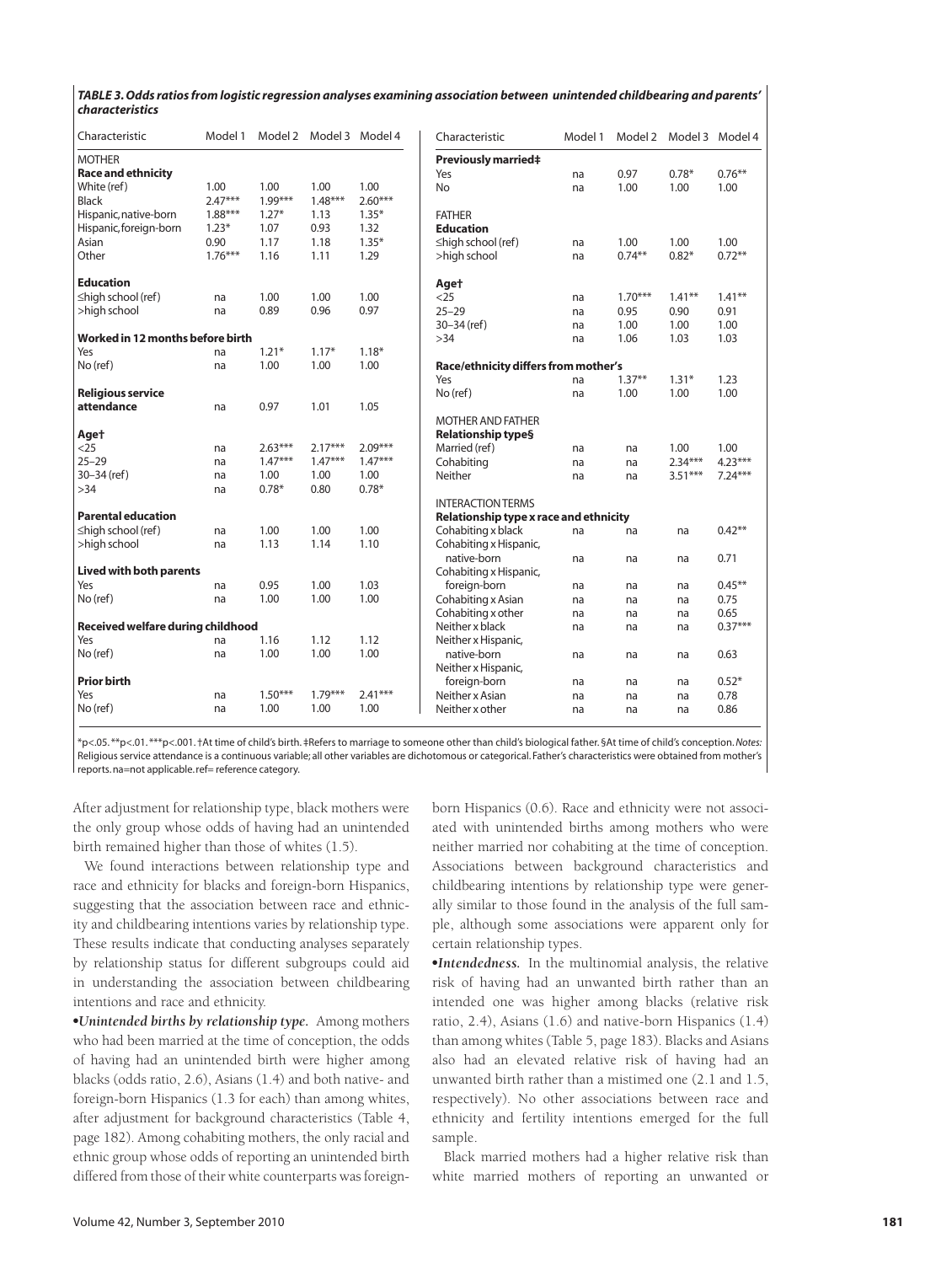***TABLE 3. Odds ratios from logistic regression analyses examining association between unintended childbearing and parents' characteristics***

| Characteristic | Model 1 | Model 2 | Model 3 | Model 4 |
|---|---|---|---|---|
| MOTHER | | | | |
| **Race and ethnicity** | | | | |
| White (ref) | 1.00 | 1.00 | 1.00 | 1.00 |
| Black | 2.47*** | 1.99*** | 1.48*** | 2.60*** |
| Hispanic, native-born | 1.88*** | 1.27* | 1.13 | 1.35* |
| Hispanic, foreign-born | 1.23* | 1.07 | 0.93 | 1.32 |
| Asian | 0.90 | 1.17 | 1.18 | 1.35* |
| Other | 1.76*** | 1.16 | 1.11 | 1.29 |
| **Education** | | | | |
| ≤high school (ref) | na | 1.00 | 1.00 | 1.00 |
| >high school | na | 0.89 | 0.96 | 0.97 |
| **Worked in 12 months before birth** | | | | |
| Yes | na | 1.21* | 1.17* | 1.18* |
| No (ref) | na | 1.00 | 1.00 | 1.00 |
| **Religious service attendance** | na | 0.97 | 1.01 | 1.05 |
| **Age†** | | | | |
| <25 | na | 2.63*** | 2.17*** | 2.09*** |
| 25–29 | na | 1.47*** | 1.47*** | 1.47*** |
| 30–34 (ref) | na | 1.00 | 1.00 | 1.00 |
| >34 | na | 0.78* | 0.80 | 0.78* |
| **Parental education** | | | | |
| ≤high school (ref) | na | 1.00 | 1.00 | 1.00 |
| >high school | na | 1.13 | 1.14 | 1.10 |
| **Lived with both parents** | | | | |
| Yes | na | 0.95 | 1.00 | 1.03 |
| No (ref) | na | 1.00 | 1.00 | 1.00 |
| **Received welfare during childhood** | | | | |
| Yes | na | 1.16 | 1.12 | 1.12 |
| No (ref) | na | 1.00 | 1.00 | 1.00 |
| **Prior birth** | | | | |
| Yes | na | 1.50*** | 1.79*** | 2.41*** |
| No (ref) | na | 1.00 | 1.00 | 1.00 |
| **Previously married‡** | | | | |
| Yes | na | 0.97 | 0.78* | 0.76** |
| No | na | 1.00 | 1.00 | 1.00 |
| FATHER | | | | |
| **Education** | | | | |
| ≤high school (ref) | na | 1.00 | 1.00 | 1.00 |
| >high school | na | 0.74** | 0.82* | 0.72** |
| **Age†** | | | | |
| <25 | na | 1.70*** | 1.41** | 1.41** |
| 25–29 | na | 0.95 | 0.90 | 0.91 |
| 30–34 (ref) | na | 1.00 | 1.00 | 1.00 |
| >34 | na | 1.06 | 1.03 | 1.03 |
| **Race/ethnicity differs from mother's** | | | | |
| Yes | na | 1.37** | 1.31* | 1.23 |
| No (ref) | na | 1.00 | 1.00 | 1.00 |
| MOTHER AND FATHER | | | | |
| **Relationship type§** | | | | |
| Married (ref) | na | na | 1.00 | 1.00 |
| Cohabiting | na | na | 2.34*** | 4.23*** |
| Neither | na | na | 3.51*** | 7.24*** |
| INTERACTION TERMS | | | | |
| **Relationship type x race and ethnicity** | | | | |
| Cohabiting x black | na | na | na | 0.42** |
| Cohabiting x Hispanic, native-born | na | na | na | 0.71 |
| Cohabiting x Hispanic, foreign-born | na | na | na | 0.45** |
| Cohabiting x Asian | na | na | na | 0.75 |
| Cohabiting x other | na | na | na | 0.65 |
| Neither x black | na | na | na | 0.37*** |
| Neither x Hispanic, native-born | na | na | na | 0.63 |
| Neither x Hispanic, foreign-born | na | na | na | 0.52* |
| Neither x Asian | na | na | na | 0.78 |
| Neither x other | na | na | na | 0.86 |

*p<.05. **p<.01. ***p<.001. †At time of child's birth. ‡Refers to marriage to someone other than child's biological father. §At time of child's conception. *Notes:* Religious service attendance is a continuous variable; all other variables are dichotomous or categorical. Father's characteristics were obtained from mother's reports. na=not applicable. ref= reference category.

After adjustment for relationship type, black mothers were the only group whose odds of having had an unintended birth remained higher than those of whites (1.5).

We found interactions between relationship type and race and ethnicity for blacks and foreign-born Hispanics, suggesting that the association between race and ethnicity and childbearing intentions varies by relationship type. These results indicate that conducting analyses separately by relationship status for different subgroups could aid in understanding the association between childbearing intentions and race and ethnicity.

**•*Unintended births by relationship type.*** Among mothers who had been married at the time of conception, the odds of having had an unintended birth were higher among blacks (odds ratio, 2.6), Asians (1.4) and both native- and foreign-born Hispanics (1.3 for each) than among whites, after adjustment for background characteristics (Table 4, page 182). Among cohabiting mothers, the only racial and ethnic group whose odds of reporting an unintended birth differed from those of their white counterparts was foreign-born Hispanics (0.6). Race and ethnicity were not associated with unintended births among mothers who were neither married nor cohabiting at the time of conception. Associations between background characteristics and childbearing intentions by relationship type were generally similar to those found in the analysis of the full sample, although some associations were apparent only for certain relationship types.

**•*Intendedness.*** In the multinomial analysis, the relative risk of having had an unwanted birth rather than an intended one was higher among blacks (relative risk ratio, 2.4), Asians (1.6) and native-born Hispanics (1.4) than among whites (Table 5, page 183). Blacks and Asians also had an elevated relative risk of having had an unwanted birth rather than a mistimed one (2.1 and 1.5, respectively). No other associations between race and ethnicity and fertility intentions emerged for the full sample.

Black married mothers had a higher relative risk than white married mothers of reporting an unwanted or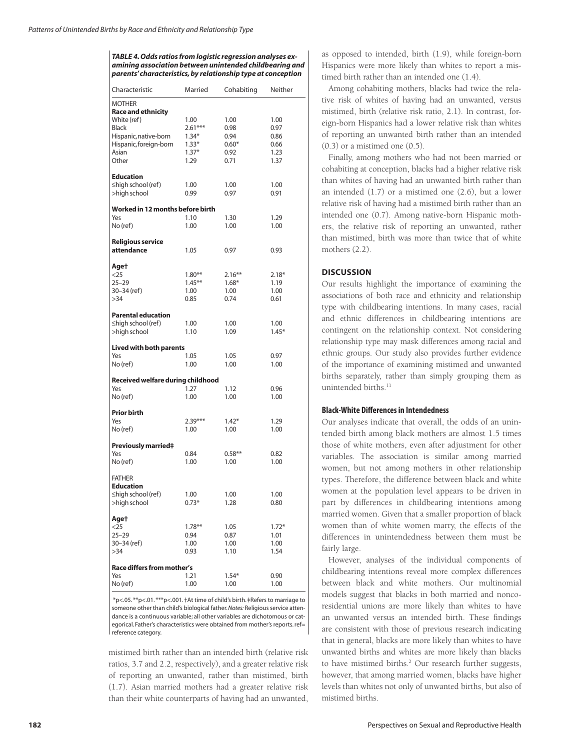**TABLE 4. Odds ratios from logistic regression analyses examining association between unintended childbearing and parents' characteristics, by relationship type at conception**

| Characteristic | Married | Cohabiting | Neither |
|---|---|---|---|
| MOTHER | | | |
| **Race and ethnicity** | | | |
| White (ref) | 1.00 | 1.00 | 1.00 |
| Black | 2.61*** | 0.98 | 0.97 |
| Hispanic, native-born | 1.34* | 0.94 | 0.86 |
| Hispanic, foreign-born | 1.33* | 0.60* | 0.66 |
| Asian | 1.37* | 0.92 | 1.23 |
| Other | 1.29 | 0.71 | 1.37 |
| **Education** | | | |
| ≤high school (ref) | 1.00 | 1.00 | 1.00 |
| >high school | 0.99 | 0.97 | 0.91 |
| **Worked in 12 months before birth** | | | |
| Yes | 1.10 | 1.30 | 1.29 |
| No (ref) | 1.00 | 1.00 | 1.00 |
| **Religious service attendance** | 1.05 | 0.97 | 0.93 |
| **Age†** | | | |
| <25 | 1.80** | 2.16** | 2.18* |
| 25–29 | 1.45** | 1.68* | 1.19 |
| 30–34 (ref) | 1.00 | 1.00 | 1.00 |
| >34 | 0.85 | 0.74 | 0.61 |
| **Parental education** | | | |
| ≤high school (ref) | 1.00 | 1.00 | 1.00 |
| >high school | 1.10 | 1.09 | 1.45* |
| **Lived with both parents** | | | |
| Yes | 1.05 | 1.05 | 0.97 |
| No (ref) | 1.00 | 1.00 | 1.00 |
| **Received welfare during childhood** | | | |
| Yes | 1.27 | 1.12 | 0.96 |
| No (ref) | 1.00 | 1.00 | 1.00 |
| **Prior birth** | | | |
| Yes | 2.39*** | 1.42* | 1.29 |
| No (ref) | 1.00 | 1.00 | 1.00 |
| **Previously married‡** | | | |
| Yes | 0.84 | 0.58** | 0.82 |
| No (ref) | 1.00 | 1.00 | 1.00 |
| FATHER | | | |
| **Education** | | | |
| ≤high school (ref) | 1.00 | 1.00 | 1.00 |
| >high school | 0.73* | 1.28 | 0.80 |
| **Age†** | | | |
| <25 | 1.78** | 1.05 | 1.72* |
| 25–29 | 0.94 | 0.87 | 1.01 |
| 30–34 (ref) | 1.00 | 1.00 | 1.00 |
| >34 | 0.93 | 1.10 | 1.54 |
| **Race differs from mother's** | | | |
| Yes | 1.21 | 1.54* | 0.90 |
| No (ref) | 1.00 | 1.00 | 1.00 |

*p<.05. **p<.01. ***p<.001. †At time of child's birth. ‡Refers to marriage to someone other than child's biological father. *Notes:* Religious service attendance is a continuous variable; all other variables are dichotomous or categorical. Father's characteristics were obtained from mother's reports. ref= reference category.

mistimed birth rather than an intended birth (relative risk ratios, 3.7 and 2.2, respectively), and a greater relative risk of reporting an unwanted, rather than mistimed, birth (1.7). Asian married mothers had a greater relative risk than their white counterparts of having had an unwanted, as opposed to intended, birth (1.9), while foreign-born Hispanics were more likely than whites to report a mistimed birth rather than an intended one (1.4).

Among cohabiting mothers, blacks had twice the relative risk of whites of having had an unwanted, versus mistimed, birth (relative risk ratio, 2.1). In contrast, foreign-born Hispanics had a lower relative risk than whites of reporting an unwanted birth rather than an intended (0.3) or a mistimed one (0.5).

Finally, among mothers who had not been married or cohabiting at conception, blacks had a higher relative risk than whites of having had an unwanted birth rather than an intended (1.7) or a mistimed one (2.6), but a lower relative risk of having had a mistimed birth rather than an intended one (0.7). Among native-born Hispanic mothers, the relative risk of reporting an unwanted, rather than mistimed, birth was more than twice that of white mothers (2.2).

## DISCUSSION

Our results highlight the importance of examining the associations of both race and ethnicity and relationship type with childbearing intentions. In many cases, racial and ethnic differences in childbearing intentions are contingent on the relationship context. Not considering relationship type may mask differences among racial and ethnic groups. Our study also provides further evidence of the importance of examining mistimed and unwanted births separately, rather than simply grouping them as unintended births.[11]

### Black-White Differences in Intendedness

Our analyses indicate that overall, the odds of an unintended birth among black mothers are almost 1.5 times those of white mothers, even after adjustment for other variables. The association is similar among married women, but not among mothers in other relationship types. Therefore, the difference between black and white women at the population level appears to be driven in part by differences in childbearing intentions among married women. Given that a smaller proportion of black women than of white women marry, the effects of the differences in unintendedness between them must be fairly large.

However, analyses of the individual components of childbearing intentions reveal more complex differences between black and white mothers. Our multinomial models suggest that blacks in both married and noncoresidential unions are more likely than whites to have an unwanted versus an intended birth. These findings are consistent with those of previous research indicating that in general, blacks are more likely than whites to have unwanted births and whites are more likely than blacks to have mistimed births.[2] Our research further suggests, however, that among married women, blacks have higher levels than whites not only of unwanted births, but also of mistimed births.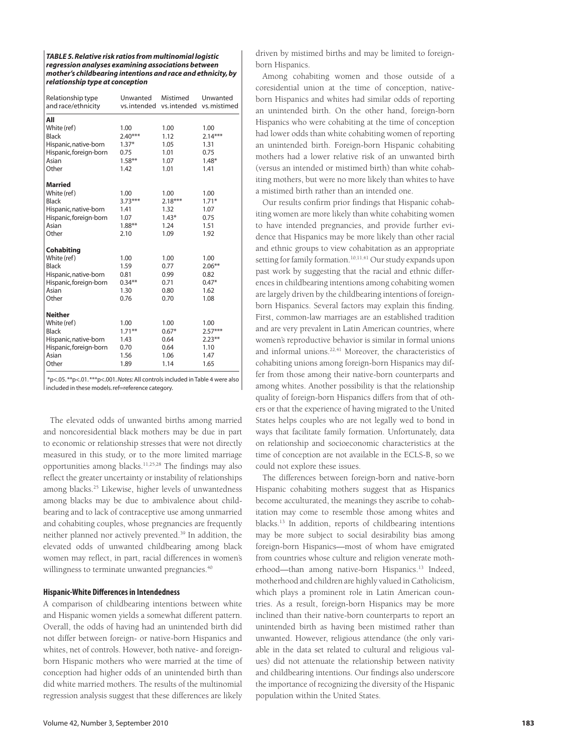**TABLE 5. Relative risk ratios from multinomial logistic regression analyses examining associations between mother's childbearing intentions and race and ethnicity, by relationship type at conception**

| Relationship type and race/ethnicity | Unwanted vs. intended | Mistimed vs. intended | Unwanted vs. mistimed |
|---|---|---|---|
| **All** | | | |
| White (ref) | 1.00 | 1.00 | 1.00 |
| Black | 2.40*** | 1.12 | 2.14*** |
| Hispanic, native-born | 1.37* | 1.05 | 1.31 |
| Hispanic, foreign-born | 0.75 | 1.01 | 0.75 |
| Asian | 1.58** | 1.07 | 1.48* |
| Other | 1.42 | 1.01 | 1.41 |
| **Married** | | | |
| White (ref) | 1.00 | 1.00 | 1.00 |
| Black | 3.73*** | 2.18*** | 1.71* |
| Hispanic, native-born | 1.41 | 1.32 | 1.07 |
| Hispanic, foreign-born | 1.07 | 1.43* | 0.75 |
| Asian | 1.88** | 1.24 | 1.51 |
| Other | 2.10 | 1.09 | 1.92 |
| **Cohabiting** | | | |
| White (ref) | 1.00 | 1.00 | 1.00 |
| Black | 1.59 | 0.77 | 2.06** |
| Hispanic, native-born | 0.81 | 0.99 | 0.82 |
| Hispanic, foreign-born | 0.34** | 0.71 | 0.47* |
| Asian | 1.30 | 0.80 | 1.62 |
| Other | 0.76 | 0.70 | 1.08 |
| **Neither** | | | |
| White (ref) | 1.00 | 1.00 | 1.00 |
| Black | 1.71** | 0.67* | 2.57*** |
| Hispanic, native-born | 1.43 | 0.64 | 2.23** |
| Hispanic, foreign-born | 0.70 | 0.64 | 1.10 |
| Asian | 1.56 | 1.06 | 1.47 |
| Other | 1.89 | 1.14 | 1.65 |

*p<.05. **p<.01. ***p<.001. *Notes:* All controls included in Table 4 were also included in these models. ref=reference category.

The elevated odds of unwanted births among married and noncoresidential black mothers may be due in part to economic or relationship stresses that were not directly measured in this study, or to the more limited marriage opportunities among blacks.[11,25,28] The findings may also reflect the greater uncertainty or instability of relationships among blacks.[25] Likewise, higher levels of unwantedness among blacks may be due to ambivalence about childbearing and to lack of contraceptive use among unmarried and cohabiting couples, whose pregnancies are frequently neither planned nor actively prevented.[39] In addition, the elevated odds of unwanted childbearing among black women may reflect, in part, racial differences in women's willingness to terminate unwanted pregnancies.[40]

### Hispanic-White Differences in Intendedness

A comparison of childbearing intentions between white and Hispanic women yields a somewhat different pattern. Overall, the odds of having had an unintended birth did not differ between foreign- or native-born Hispanics and whites, net of controls. However, both native- and foreign-born Hispanic mothers who were married at the time of conception had higher odds of an unintended birth than did white married mothers. The results of the multinomial regression analysis suggest that these differences are likely driven by mistimed births and may be limited to foreign-born Hispanics.

Among cohabiting women and those outside of a coresidential union at the time of conception, native-born Hispanics and whites had similar odds of reporting an unintended birth. On the other hand, foreign-born Hispanics who were cohabiting at the time of conception had lower odds than white cohabiting women of reporting an unintended birth. Foreign-born Hispanic cohabiting mothers had a lower relative risk of an unwanted birth (versus an intended or mistimed birth) than white cohabiting mothers, but were no more likely than whites to have a mistimed birth rather than an intended one.

Our results confirm prior findings that Hispanic cohabiting women are more likely than white cohabiting women to have intended pregnancies, and provide further evidence that Hispanics may be more likely than other racial and ethnic groups to view cohabitation as an appropriate setting for family formation.[10,11,41] Our study expands upon past work by suggesting that the racial and ethnic differences in childbearing intentions among cohabiting women are largely driven by the childbearing intentions of foreign-born Hispanics. Several factors may explain this finding. First, common-law marriages are an established tradition and are very prevalent in Latin American countries, where women's reproductive behavior is similar in formal unions and informal unions.[22,41] Moreover, the characteristics of cohabiting unions among foreign-born Hispanics may differ from those among their native-born counterparts and among whites. Another possibility is that the relationship quality of foreign-born Hispanics differs from that of others or that the experience of having migrated to the United States helps couples who are not legally wed to bond in ways that facilitate family formation. Unfortunately, data on relationship and socioeconomic characteristics at the time of conception are not available in the ECLS-B, so we could not explore these issues.

The differences between foreign-born and native-born Hispanic cohabiting mothers suggest that as Hispanics become acculturated, the meanings they ascribe to cohabitation may come to resemble those among whites and blacks.[13] In addition, reports of childbearing intentions may be more subject to social desirability bias among foreign-born Hispanics—most of whom have emigrated from countries whose culture and religion venerate motherhood—than among native-born Hispanics.[13] Indeed, motherhood and children are highly valued in Catholicism, which plays a prominent role in Latin American countries. As a result, foreign-born Hispanics may be more inclined than their native-born counterparts to report an unintended birth as having been mistimed rather than unwanted. However, religious attendance (the only variable in the data set related to cultural and religious values) did not attenuate the relationship between nativity and childbearing intentions. Our findings also underscore the importance of recognizing the diversity of the Hispanic population within the United States.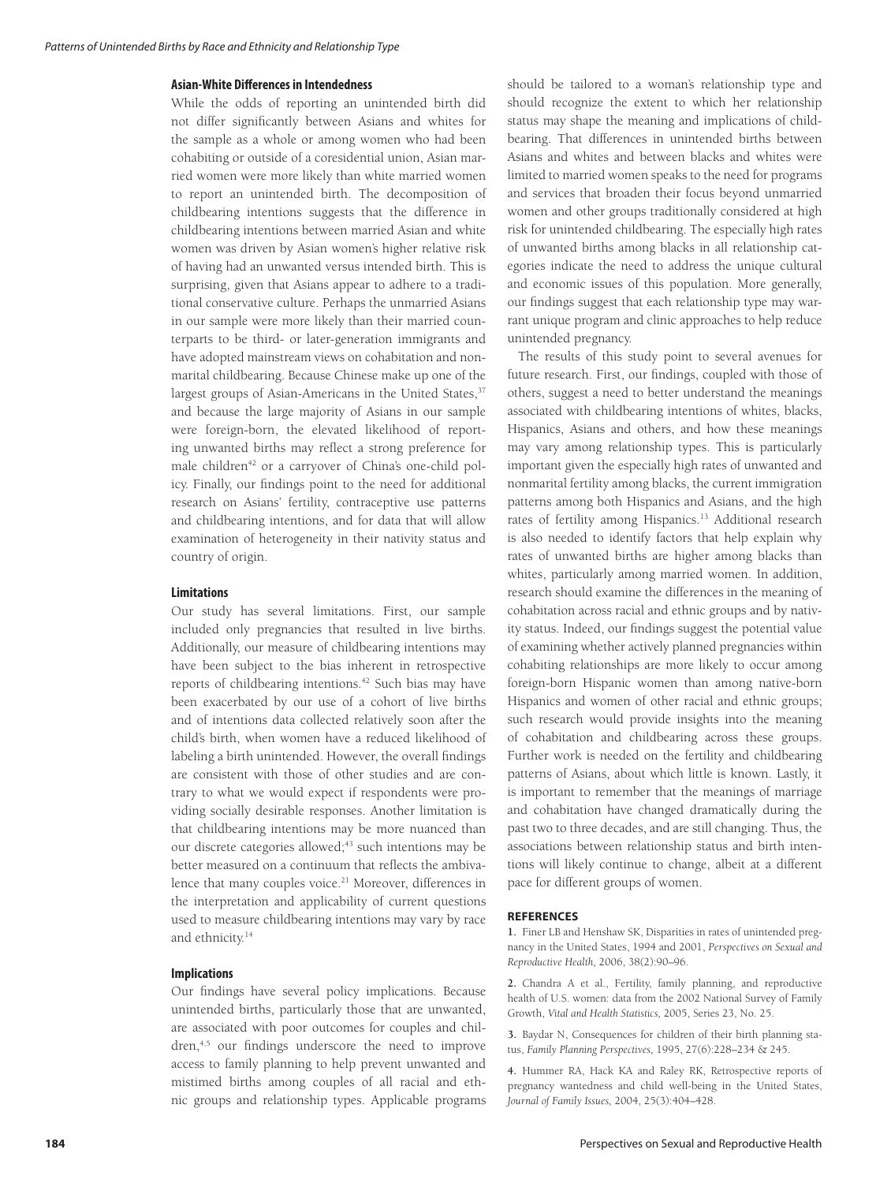### Asian-White Differences in Intendedness

While the odds of reporting an unintended birth did not differ significantly between Asians and whites for the sample as a whole or among women who had been cohabiting or outside of a coresidential union, Asian married women were more likely than white married women to report an unintended birth. The decomposition of childbearing intentions suggests that the difference in childbearing intentions between married Asian and white women was driven by Asian women's higher relative risk of having had an unwanted versus intended birth. This is surprising, given that Asians appear to adhere to a traditional conservative culture. Perhaps the unmarried Asians in our sample were more likely than their married counterparts to be third- or later-generation immigrants and have adopted mainstream views on cohabitation and nonmarital childbearing. Because Chinese make up one of the largest groups of Asian-Americans in the United States,[37] and because the large majority of Asians in our sample were foreign-born, the elevated likelihood of reporting unwanted births may reflect a strong preference for male children[42] or a carryover of China's one-child policy. Finally, our findings point to the need for additional research on Asians' fertility, contraceptive use patterns and childbearing intentions, and for data that will allow examination of heterogeneity in their nativity status and country of origin.

### Limitations

Our study has several limitations. First, our sample included only pregnancies that resulted in live births. Additionally, our measure of childbearing intentions may have been subject to the bias inherent in retrospective reports of childbearing intentions.[42] Such bias may have been exacerbated by our use of a cohort of live births and of intentions data collected relatively soon after the child's birth, when women have a reduced likelihood of labeling a birth unintended. However, the overall findings are consistent with those of other studies and are contrary to what we would expect if respondents were providing socially desirable responses. Another limitation is that childbearing intentions may be more nuanced than our discrete categories allowed;[43] such intentions may be better measured on a continuum that reflects the ambivalence that many couples voice.[21] Moreover, differences in the interpretation and applicability of current questions used to measure childbearing intentions may vary by race and ethnicity.[14]

### Implications

Our findings have several policy implications. Because unintended births, particularly those that are unwanted, are associated with poor outcomes for couples and children,[4,5] our findings underscore the need to improve access to family planning to help prevent unwanted and mistimed births among couples of all racial and ethnic groups and relationship types. Applicable programs should be tailored to a woman's relationship type and should recognize the extent to which her relationship status may shape the meaning and implications of childbearing. That differences in unintended births between Asians and whites and between blacks and whites were limited to married women speaks to the need for programs and services that broaden their focus beyond unmarried women and other groups traditionally considered at high risk for unintended childbearing. The especially high rates of unwanted births among blacks in all relationship categories indicate the need to address the unique cultural and economic issues of this population. More generally, our findings suggest that each relationship type may warrant unique program and clinic approaches to help reduce unintended pregnancy.

The results of this study point to several avenues for future research. First, our findings, coupled with those of others, suggest a need to better understand the meanings associated with childbearing intentions of whites, blacks, Hispanics, Asians and others, and how these meanings may vary among relationship types. This is particularly important given the especially high rates of unwanted and nonmarital fertility among blacks, the current immigration patterns among both Hispanics and Asians, and the high rates of fertility among Hispanics.[13] Additional research is also needed to identify factors that help explain why rates of unwanted births are higher among blacks than whites, particularly among married women. In addition, research should examine the differences in the meaning of cohabitation across racial and ethnic groups and by nativity status. Indeed, our findings suggest the potential value of examining whether actively planned pregnancies within cohabiting relationships are more likely to occur among foreign-born Hispanic women than among native-born Hispanics and women of other racial and ethnic groups; such research would provide insights into the meaning of cohabitation and childbearing across these groups. Further work is needed on the fertility and childbearing patterns of Asians, about which little is known. Lastly, it is important to remember that the meanings of marriage and cohabitation have changed dramatically during the past two to three decades, and are still changing. Thus, the associations between relationship status and birth intentions will likely continue to change, albeit at a different pace for different groups of women.

## REFERENCES

1. Finer LB and Henshaw SK, Disparities in rates of unintended pregnancy in the United States, 1994 and 2001, *Perspectives on Sexual and Reproductive Health*, 2006, 38(2):90–96.

2. Chandra A et al., Fertility, family planning, and reproductive health of U.S. women: data from the 2002 National Survey of Family Growth, *Vital and Health Statistics*, 2005, Series 23, No. 25.

3. Baydar N, Consequences for children of their birth planning status, *Family Planning Perspectives*, 1995, 27(6):228–234 & 245.

4. Hummer RA, Hack KA and Raley RK, Retrospective reports of pregnancy wantedness and child well-being in the United States, *Journal of Family Issues*, 2004, 25(3):404–428.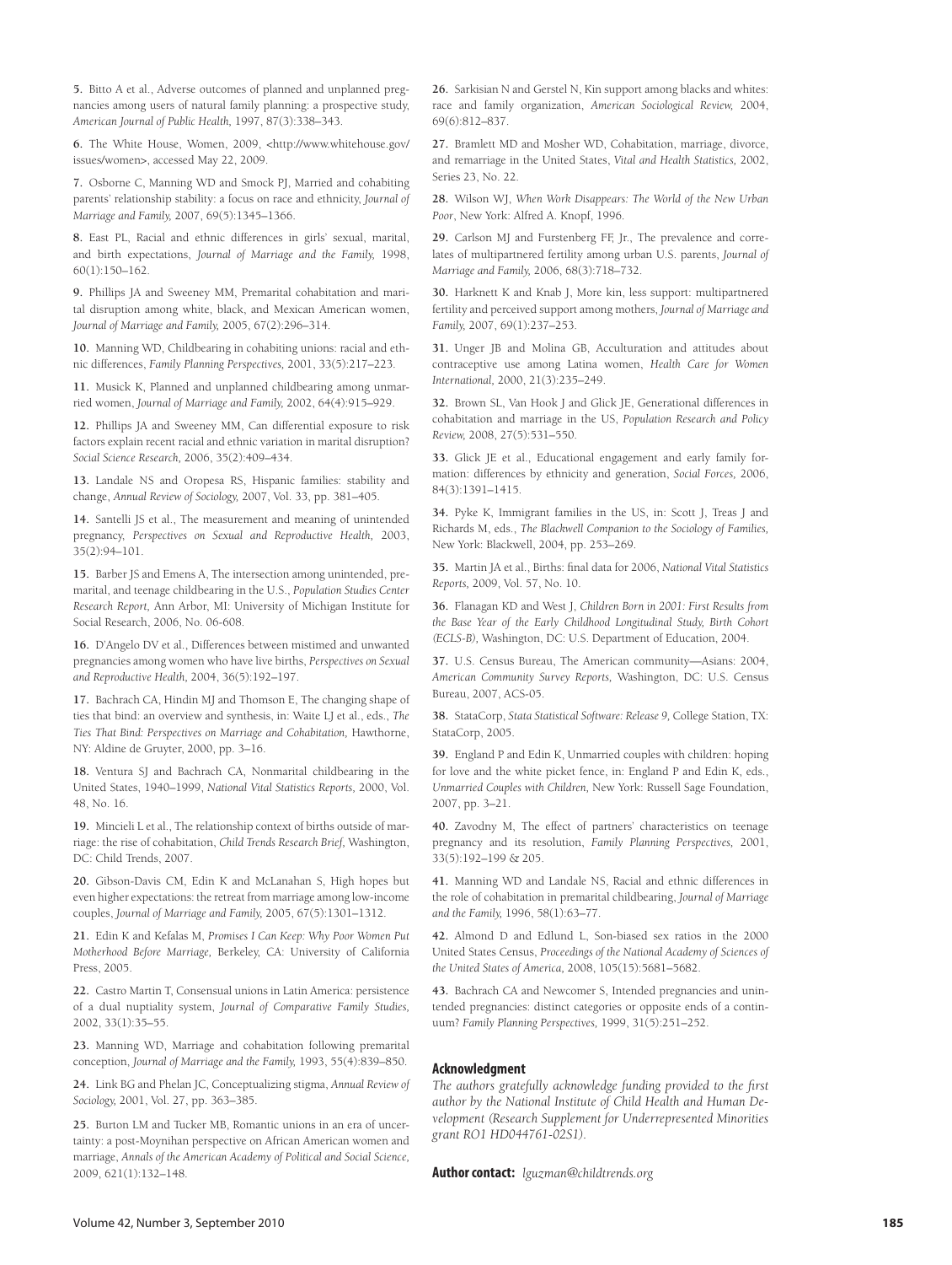5. Bitto A et al., Adverse outcomes of planned and unplanned pregnancies among users of natural family planning: a prospective study, *American Journal of Public Health,* 1997, 87(3):338–343.

6. The White House, Women, 2009, <http://www.whitehouse.gov/issues/women>, accessed May 22, 2009.

7. Osborne C, Manning WD and Smock PJ, Married and cohabiting parents' relationship stability: a focus on race and ethnicity, *Journal of Marriage and Family,* 2007, 69(5):1345–1366.

8. East PL, Racial and ethnic differences in girls' sexual, marital, and birth expectations, *Journal of Marriage and the Family,* 1998, 60(1):150–162.

9. Phillips JA and Sweeney MM, Premarital cohabitation and marital disruption among white, black, and Mexican American women, *Journal of Marriage and Family,* 2005, 67(2):296–314.

10. Manning WD, Childbearing in cohabiting unions: racial and ethnic differences, *Family Planning Perspectives,* 2001, 33(5):217–223.

11. Musick K, Planned and unplanned childbearing among unmarried women, *Journal of Marriage and Family,* 2002, 64(4):915–929.

12. Phillips JA and Sweeney MM, Can differential exposure to risk factors explain recent racial and ethnic variation in marital disruption? *Social Science Research,* 2006, 35(2):409–434.

13. Landale NS and Oropesa RS, Hispanic families: stability and change, *Annual Review of Sociology,* 2007, Vol. 33, pp. 381–405.

14. Santelli JS et al., The measurement and meaning of unintended pregnancy, *Perspectives on Sexual and Reproductive Health,* 2003, 35(2):94–101.

15. Barber JS and Emens A, The intersection among unintended, premarital, and teenage childbearing in the U.S., *Population Studies Center Research Report,* Ann Arbor, MI: University of Michigan Institute for Social Research, 2006, No. 06-608.

16. D'Angelo DV et al., Differences between mistimed and unwanted pregnancies among women who have live births, *Perspectives on Sexual and Reproductive Health,* 2004, 36(5):192–197.

17. Bachrach CA, Hindin MJ and Thomson E, The changing shape of ties that bind: an overview and synthesis, in: Waite LJ et al., eds., *The Ties That Bind: Perspectives on Marriage and Cohabitation,* Hawthorne, NY: Aldine de Gruyter, 2000, pp. 3–16.

18. Ventura SJ and Bachrach CA, Nonmarital childbearing in the United States, 1940–1999, *National Vital Statistics Reports,* 2000, Vol. 48, No. 16.

19. Mincieli L et al., The relationship context of births outside of marriage: the rise of cohabitation, *Child Trends Research Brief,* Washington, DC: Child Trends, 2007.

20. Gibson-Davis CM, Edin K and McLanahan S, High hopes but even higher expectations: the retreat from marriage among low-income couples, *Journal of Marriage and Family,* 2005, 67(5):1301–1312.

21. Edin K and Kefalas M, *Promises I Can Keep: Why Poor Women Put Motherhood Before Marriage,* Berkeley, CA: University of California Press, 2005.

22. Castro Martin T, Consensual unions in Latin America: persistence of a dual nuptiality system, *Journal of Comparative Family Studies,* 2002, 33(1):35–55.

23. Manning WD, Marriage and cohabitation following premarital conception, *Journal of Marriage and the Family,* 1993, 55(4):839–850.

24. Link BG and Phelan JC, Conceptualizing stigma, *Annual Review of Sociology,* 2001, Vol. 27, pp. 363–385.

25. Burton LM and Tucker MB, Romantic unions in an era of uncertainty: a post-Moynihan perspective on African American women and marriage, *Annals of the American Academy of Political and Social Science,* 2009, 621(1):132–148.

26. Sarkisian N and Gerstel N, Kin support among blacks and whites: race and family organization, *American Sociological Review,* 2004, 69(6):812–837.

27. Bramlett MD and Mosher WD, Cohabitation, marriage, divorce, and remarriage in the United States, *Vital and Health Statistics,* 2002, Series 23, No. 22.

28. Wilson WJ, *When Work Disappears: The World of the New Urban Poor*, New York: Alfred A. Knopf, 1996.

29. Carlson MJ and Furstenberg FF, Jr., The prevalence and correlates of multipartnered fertility among urban U.S. parents, *Journal of Marriage and Family,* 2006, 68(3):718–732.

30. Harknett K and Knab J, More kin, less support: multipartnered fertility and perceived support among mothers, *Journal of Marriage and Family,* 2007, 69(1):237–253.

31. Unger JB and Molina GB, Acculturation and attitudes about contraceptive use among Latina women, *Health Care for Women International,* 2000, 21(3):235–249.

32. Brown SL, Van Hook J and Glick JE, Generational differences in cohabitation and marriage in the US, *Population Research and Policy Review,* 2008, 27(5):531–550.

33. Glick JE et al., Educational engagement and early family formation: differences by ethnicity and generation, *Social Forces,* 2006, 84(3):1391–1415.

34. Pyke K, Immigrant families in the US, in: Scott J, Treas J and Richards M, eds., *The Blackwell Companion to the Sociology of Families,* New York: Blackwell, 2004, pp. 253–269.

35. Martin JA et al., Births: final data for 2006, *National Vital Statistics Reports,* 2009, Vol. 57, No. 10.

36. Flanagan KD and West J, *Children Born in 2001: First Results from the Base Year of the Early Childhood Longitudinal Study, Birth Cohort (ECLS-B),* Washington, DC: U.S. Department of Education, 2004.

37. U.S. Census Bureau, The American community—Asians: 2004, *American Community Survey Reports,* Washington, DC: U.S. Census Bureau, 2007, ACS-05.

38. StataCorp, *Stata Statistical Software: Release 9,* College Station, TX: StataCorp, 2005.

39. England P and Edin K, Unmarried couples with children: hoping for love and the white picket fence, in: England P and Edin K, eds., *Unmarried Couples with Children,* New York: Russell Sage Foundation, 2007, pp. 3–21.

40. Zavodny M, The effect of partners' characteristics on teenage pregnancy and its resolution, *Family Planning Perspectives,* 2001, 33(5):192–199 & 205.

41. Manning WD and Landale NS, Racial and ethnic differences in the role of cohabitation in premarital childbearing, *Journal of Marriage and the Family,* 1996, 58(1):63–77.

42. Almond D and Edlund L, Son-biased sex ratios in the 2000 United States Census, *Proceedings of the National Academy of Sciences of the United States of America,* 2008, 105(15):5681–5682.

43. Bachrach CA and Newcomer S, Intended pregnancies and unintended pregnancies: distinct categories or opposite ends of a continuum? *Family Planning Perspectives,* 1999, 31(5):251–252.

## Acknowledgment

*The authors gratefully acknowledge funding provided to the first author by the National Institute of Child Health and Human Development (Research Supplement for Underrepresented Minorities grant RO1 HD044761-02S1).*

**Author contact:** *lguzman@childtrends.org*